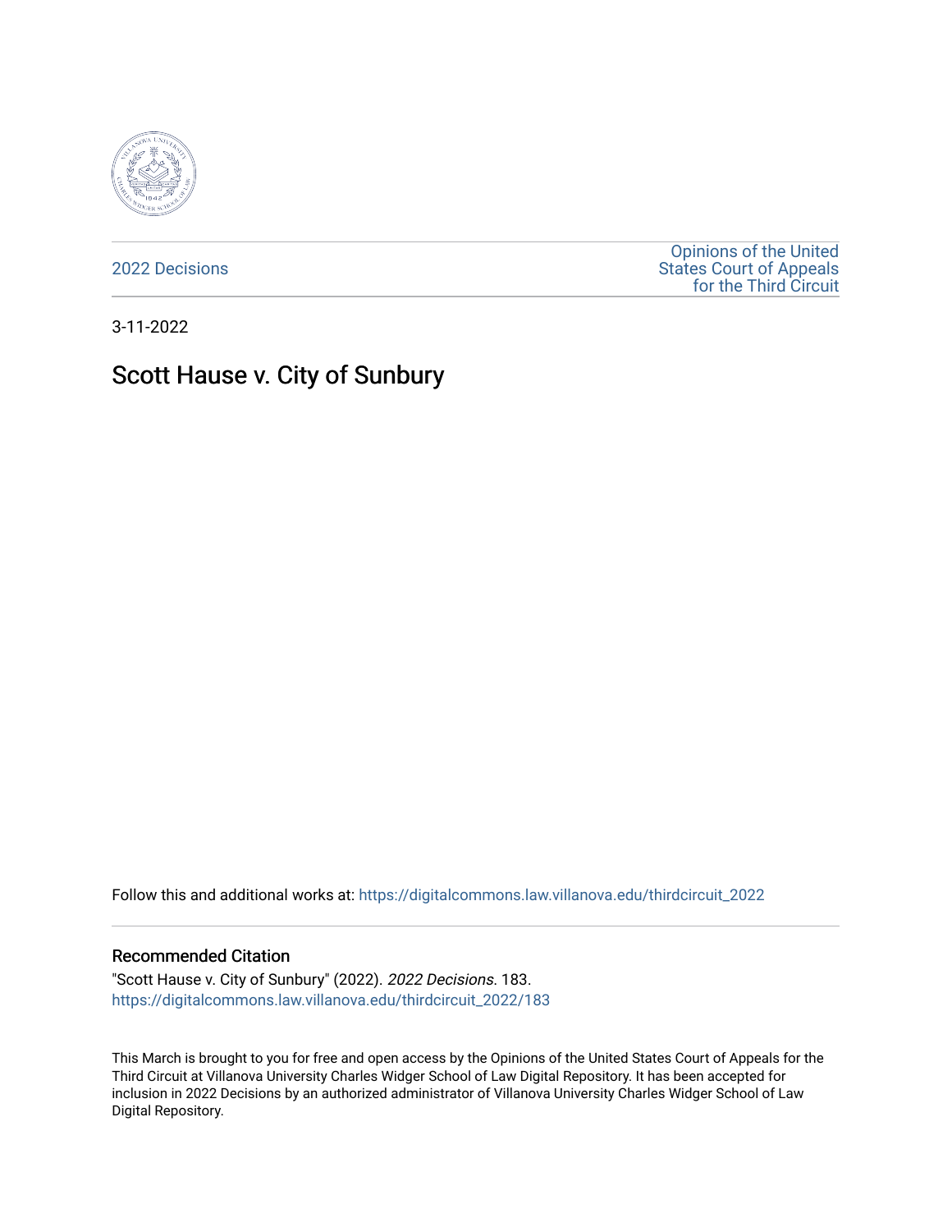2022 Decisions

Opinions of the United States Court of Appeals for the Third Circuit

3-11-2022

# Scott Hause v. City of Sunbury

Follow this and additional works at: https://digitalcommons.law.villanova.edu/thirdcircuit_2022

## Recommended Citation

"Scott Hause v. City of Sunbury" (2022). *2022 Decisions*. 183.
https://digitalcommons.law.villanova.edu/thirdcircuit_2022/183

This March is brought to you for free and open access by the Opinions of the United States Court of Appeals for the Third Circuit at Villanova University Charles Widger School of Law Digital Repository. It has been accepted for inclusion in 2022 Decisions by an authorized administrator of Villanova University Charles Widger School of Law Digital Repository.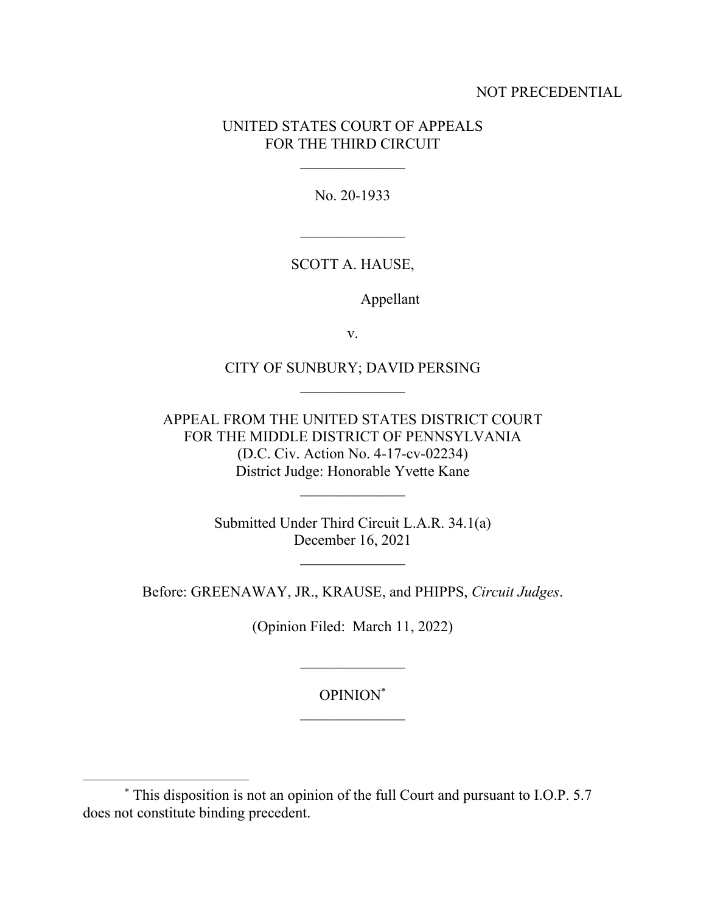NOT PRECEDENTIAL

UNITED STATES COURT OF APPEALS
FOR THE THIRD CIRCUIT

\_\_\_\_\_\_\_\_\_\_\_\_\_\_

No. 20-1933

\_\_\_\_\_\_\_\_\_\_\_\_\_\_

SCOTT A. HAUSE,

Appellant

v.

CITY OF SUNBURY; DAVID PERSING

\_\_\_\_\_\_\_\_\_\_\_\_\_\_

APPEAL FROM THE UNITED STATES DISTRICT COURT
FOR THE MIDDLE DISTRICT OF PENNSYLVANIA
(D.C. Civ. Action No. 4-17-cv-02234)
District Judge: Honorable Yvette Kane

\_\_\_\_\_\_\_\_\_\_\_\_\_\_

Submitted Under Third Circuit L.A.R. 34.1(a)
December 16, 2021

\_\_\_\_\_\_\_\_\_\_\_\_\_\_

Before: GREENAWAY, JR., KRAUSE, and PHIPPS, *Circuit Judges*.

(Opinion Filed: March 11, 2022)

\_\_\_\_\_\_\_\_\_\_\_\_\_\_

OPINION[*]

\_\_\_\_\_\_\_\_\_\_\_\_\_\_

[*] This disposition is not an opinion of the full Court and pursuant to I.O.P. 5.7 does not constitute binding precedent.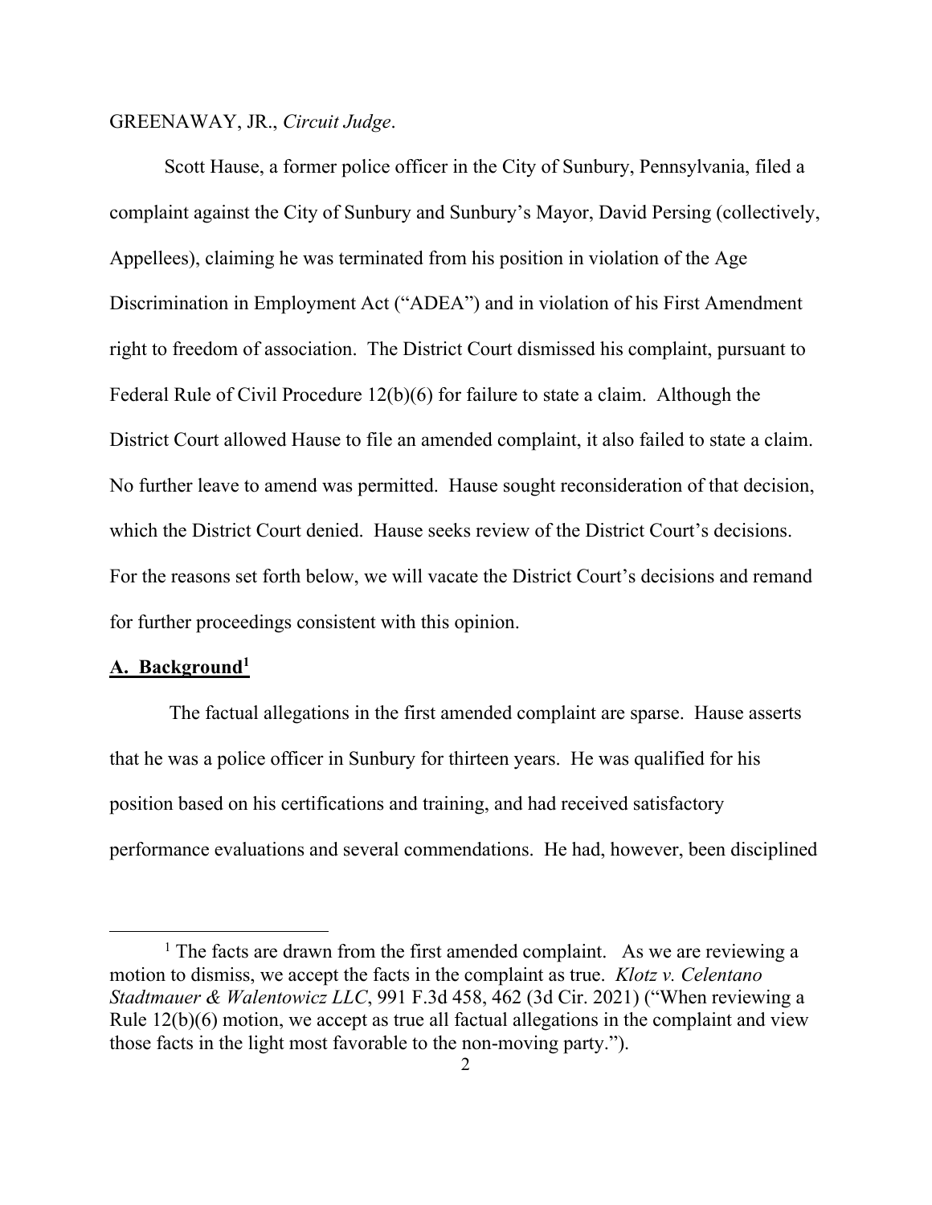GREENAWAY, JR., *Circuit Judge*.

Scott Hause, a former police officer in the City of Sunbury, Pennsylvania, filed a complaint against the City of Sunbury and Sunbury's Mayor, David Persing (collectively, Appellees), claiming he was terminated from his position in violation of the Age Discrimination in Employment Act ("ADEA") and in violation of his First Amendment right to freedom of association. The District Court dismissed his complaint, pursuant to Federal Rule of Civil Procedure 12(b)(6) for failure to state a claim. Although the District Court allowed Hause to file an amended complaint, it also failed to state a claim. No further leave to amend was permitted. Hause sought reconsideration of that decision, which the District Court denied. Hause seeks review of the District Court's decisions. For the reasons set forth below, we will vacate the District Court's decisions and remand for further proceedings consistent with this opinion.

## **A. Background**[1]

The factual allegations in the first amended complaint are sparse. Hause asserts that he was a police officer in Sunbury for thirteen years. He was qualified for his position based on his certifications and training, and had received satisfactory performance evaluations and several commendations. He had, however, been disciplined

[1] The facts are drawn from the first amended complaint. As we are reviewing a motion to dismiss, we accept the facts in the complaint as true. *Klotz v. Celentano Stadtmauer & Walentowicz LLC*, 991 F.3d 458, 462 (3d Cir. 2021) ("When reviewing a Rule 12(b)(6) motion, we accept as true all factual allegations in the complaint and view those facts in the light most favorable to the non-moving party.").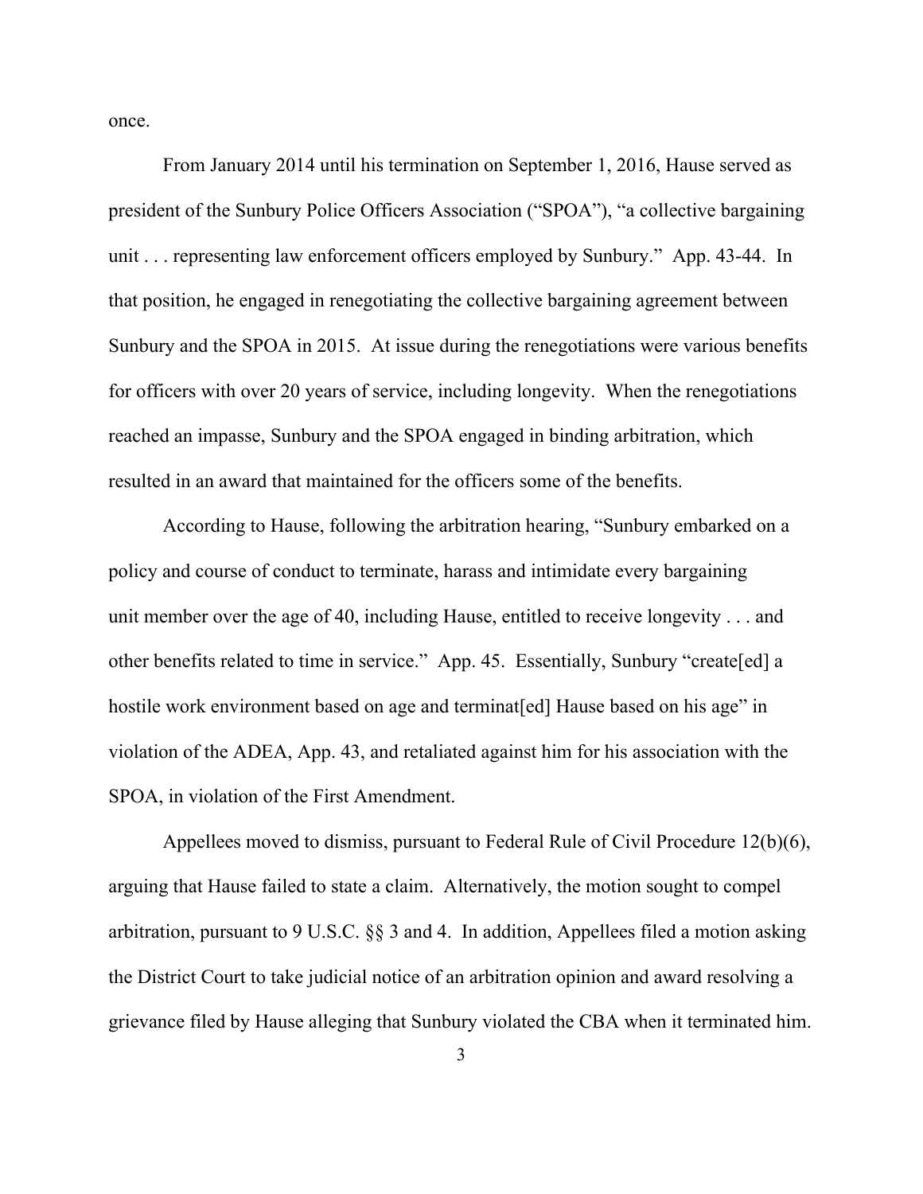once.

From January 2014 until his termination on September 1, 2016, Hause served as president of the Sunbury Police Officers Association ("SPOA"), "a collective bargaining unit . . . representing law enforcement officers employed by Sunbury." App. 43-44. In that position, he engaged in renegotiating the collective bargaining agreement between Sunbury and the SPOA in 2015. At issue during the renegotiations were various benefits for officers with over 20 years of service, including longevity. When the renegotiations reached an impasse, Sunbury and the SPOA engaged in binding arbitration, which resulted in an award that maintained for the officers some of the benefits.

According to Hause, following the arbitration hearing, "Sunbury embarked on a policy and course of conduct to terminate, harass and intimidate every bargaining unit member over the age of 40, including Hause, entitled to receive longevity . . . and other benefits related to time in service." App. 45. Essentially, Sunbury "create[ed] a hostile work environment based on age and terminat[ed] Hause based on his age" in violation of the ADEA, App. 43, and retaliated against him for his association with the SPOA, in violation of the First Amendment.

Appellees moved to dismiss, pursuant to Federal Rule of Civil Procedure 12(b)(6), arguing that Hause failed to state a claim. Alternatively, the motion sought to compel arbitration, pursuant to 9 U.S.C. §§ 3 and 4. In addition, Appellees filed a motion asking the District Court to take judicial notice of an arbitration opinion and award resolving a grievance filed by Hause alleging that Sunbury violated the CBA when it terminated him.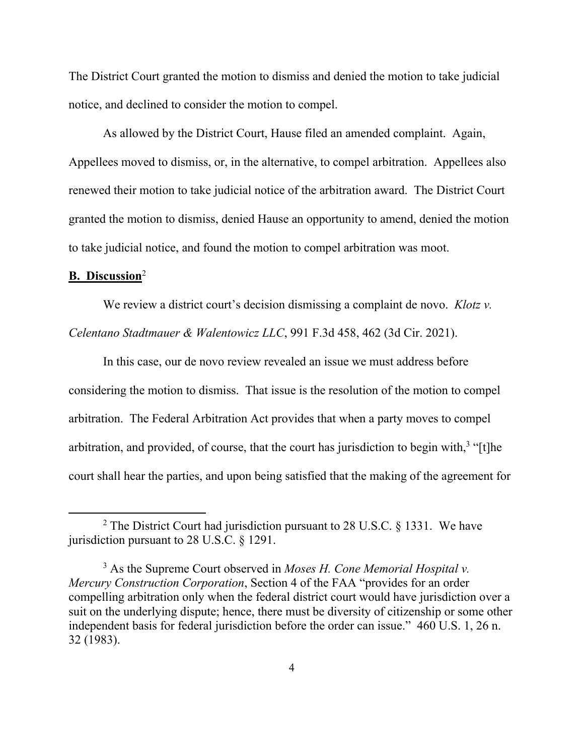The District Court granted the motion to dismiss and denied the motion to take judicial notice, and declined to consider the motion to compel.

As allowed by the District Court, Hause filed an amended complaint. Again, Appellees moved to dismiss, or, in the alternative, to compel arbitration. Appellees also renewed their motion to take judicial notice of the arbitration award. The District Court granted the motion to dismiss, denied Hause an opportunity to amend, denied the motion to take judicial notice, and found the motion to compel arbitration was moot.

**B. Discussion**[2]

We review a district court's decision dismissing a complaint de novo. *Klotz v. Celentano Stadtmauer & Walentowicz LLC*, 991 F.3d 458, 462 (3d Cir. 2021).

In this case, our de novo review revealed an issue we must address before considering the motion to dismiss. That issue is the resolution of the motion to compel arbitration. The Federal Arbitration Act provides that when a party moves to compel arbitration, and provided, of course, that the court has jurisdiction to begin with,[3] "[t]he court shall hear the parties, and upon being satisfied that the making of the agreement for

---

[2] The District Court had jurisdiction pursuant to 28 U.S.C. § 1331. We have jurisdiction pursuant to 28 U.S.C. § 1291.

[3] As the Supreme Court observed in *Moses H. Cone Memorial Hospital v. Mercury Construction Corporation*, Section 4 of the FAA "provides for an order compelling arbitration only when the federal district court would have jurisdiction over a suit on the underlying dispute; hence, there must be diversity of citizenship or some other independent basis for federal jurisdiction before the order can issue." 460 U.S. 1, 26 n. 32 (1983).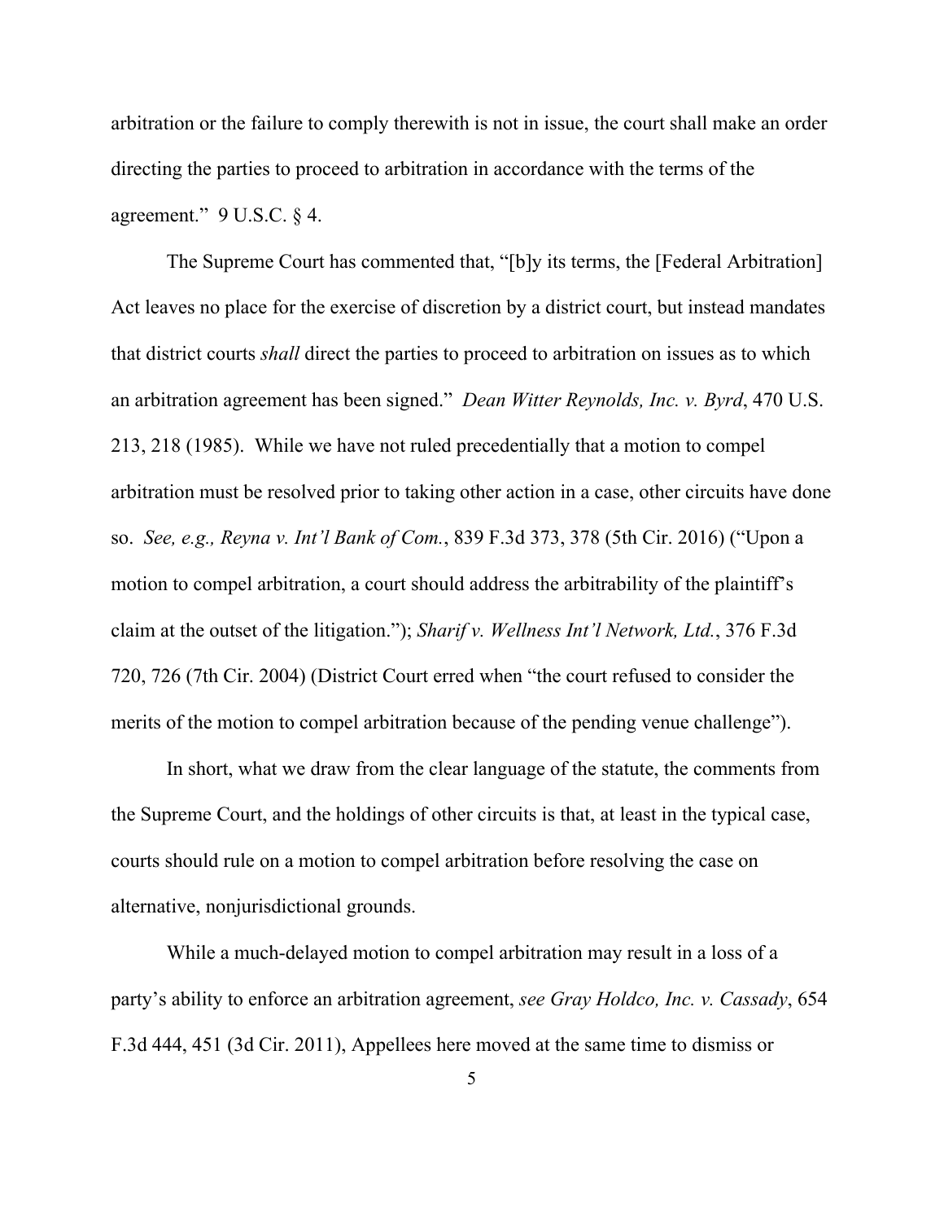arbitration or the failure to comply therewith is not in issue, the court shall make an order directing the parties to proceed to arbitration in accordance with the terms of the agreement." 9 U.S.C. § 4.

The Supreme Court has commented that, "[b]y its terms, the [Federal Arbitration] Act leaves no place for the exercise of discretion by a district court, but instead mandates that district courts *shall* direct the parties to proceed to arbitration on issues as to which an arbitration agreement has been signed." *Dean Witter Reynolds, Inc. v. Byrd*, 470 U.S. 213, 218 (1985). While we have not ruled precedentially that a motion to compel arbitration must be resolved prior to taking other action in a case, other circuits have done so. *See, e.g., Reyna v. Int'l Bank of Com.*, 839 F.3d 373, 378 (5th Cir. 2016) ("Upon a motion to compel arbitration, a court should address the arbitrability of the plaintiff's claim at the outset of the litigation."); *Sharif v. Wellness Int'l Network, Ltd.*, 376 F.3d 720, 726 (7th Cir. 2004) (District Court erred when "the court refused to consider the merits of the motion to compel arbitration because of the pending venue challenge").

In short, what we draw from the clear language of the statute, the comments from the Supreme Court, and the holdings of other circuits is that, at least in the typical case, courts should rule on a motion to compel arbitration before resolving the case on alternative, nonjurisdictional grounds.

While a much-delayed motion to compel arbitration may result in a loss of a party's ability to enforce an arbitration agreement, *see Gray Holdco, Inc. v. Cassady*, 654 F.3d 444, 451 (3d Cir. 2011), Appellees here moved at the same time to dismiss or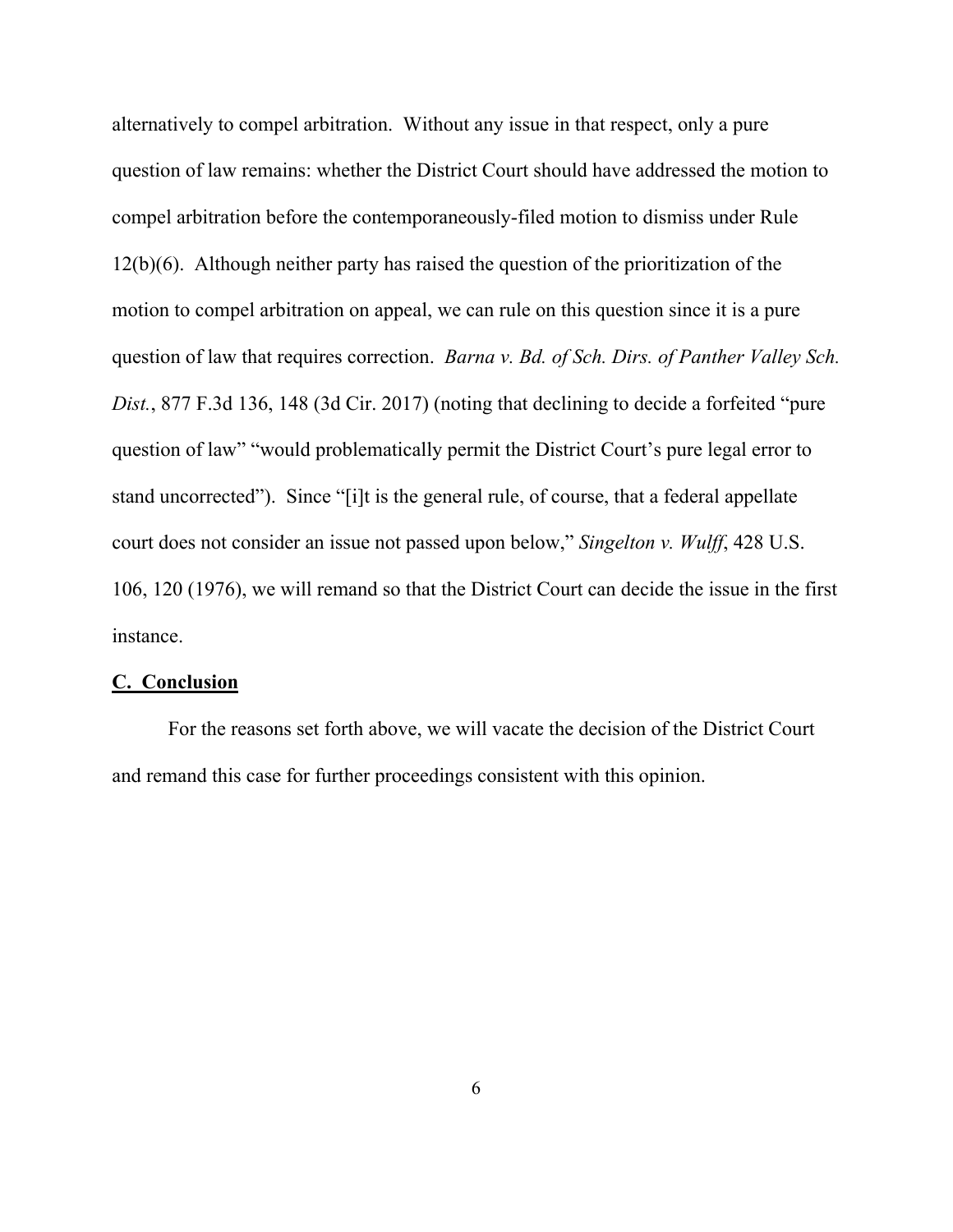alternatively to compel arbitration. Without any issue in that respect, only a pure question of law remains: whether the District Court should have addressed the motion to compel arbitration before the contemporaneously-filed motion to dismiss under Rule 12(b)(6). Although neither party has raised the question of the prioritization of the motion to compel arbitration on appeal, we can rule on this question since it is a pure question of law that requires correction. *Barna v. Bd. of Sch. Dirs. of Panther Valley Sch. Dist.*, 877 F.3d 136, 148 (3d Cir. 2017) (noting that declining to decide a forfeited "pure question of law" "would problematically permit the District Court's pure legal error to stand uncorrected"). Since "[i]t is the general rule, of course, that a federal appellate court does not consider an issue not passed upon below," *Singelton v. Wulff*, 428 U.S. 106, 120 (1976), we will remand so that the District Court can decide the issue in the first instance.

## C. Conclusion

For the reasons set forth above, we will vacate the decision of the District Court and remand this case for further proceedings consistent with this opinion.